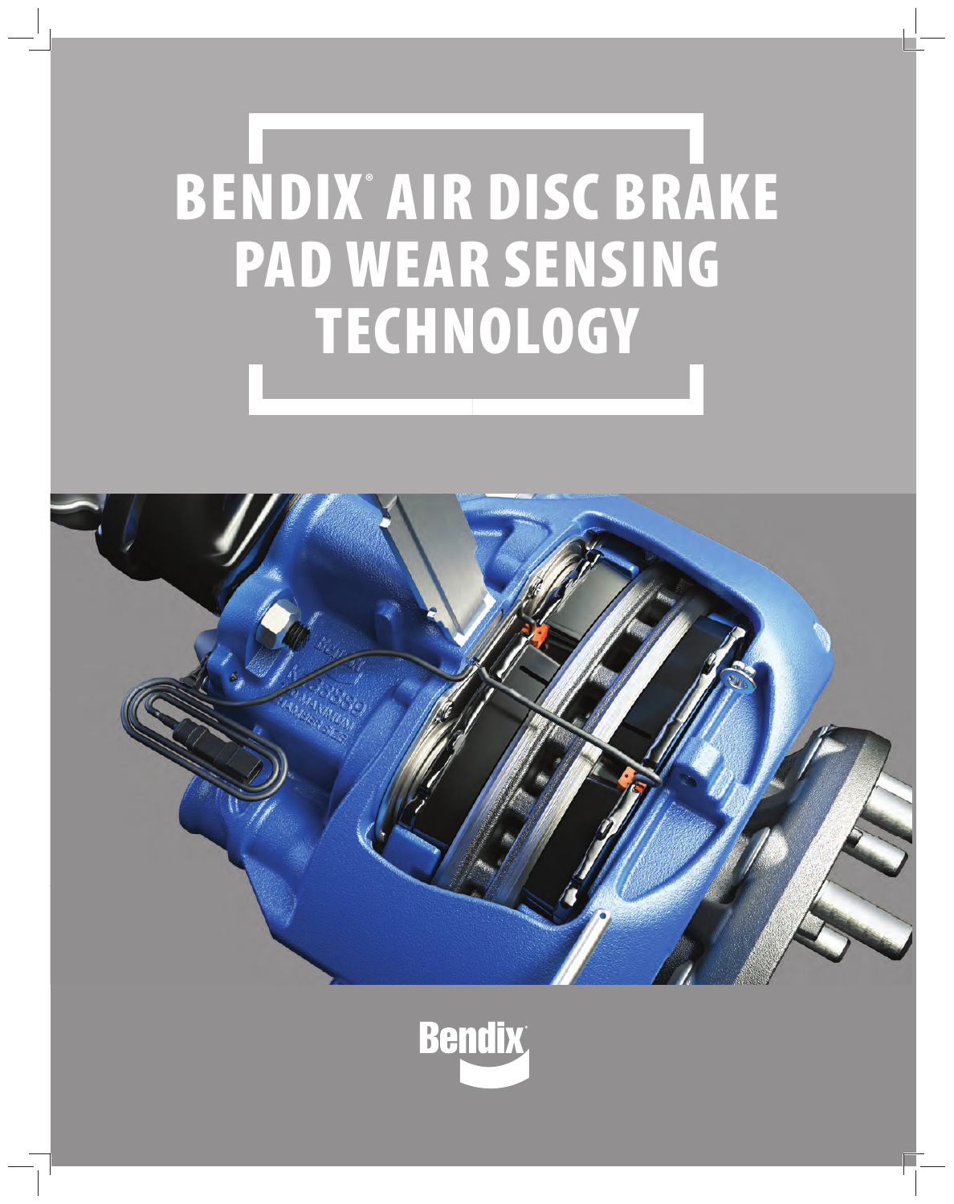# BENDIX® AIR DISC BRAKE PAD WEAR SENSING TECHNOLOGY

Bendix®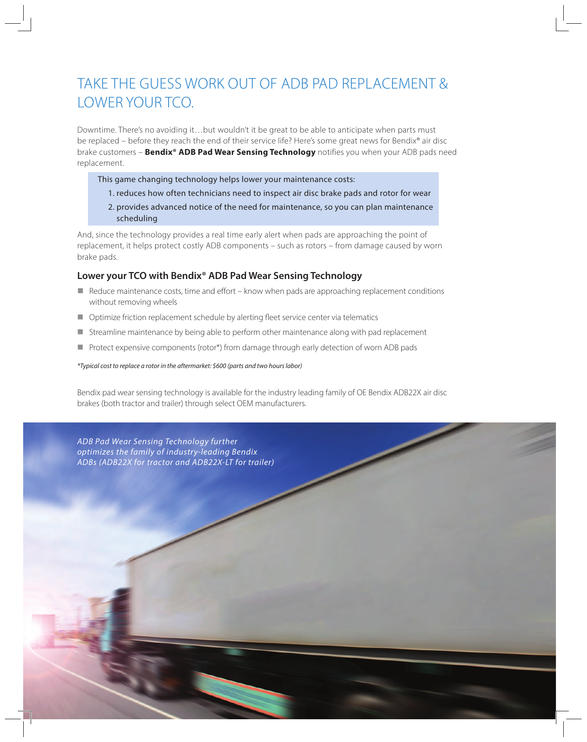# TAKE THE GUESS WORK OUT OF ADB PAD REPLACEMENT & LOWER YOUR TCO.

Downtime. There's no avoiding it…but wouldn't it be great to be able to anticipate when parts must be replaced – before they reach the end of their service life? Here's some great news for Bendix® air disc brake customers – **Bendix® ADB Pad Wear Sensing Technology** notifies you when your ADB pads need replacement.

This game changing technology helps lower your maintenance costs:

1. reduces how often technicians need to inspect air disc brake pads and rotor for wear
2. provides advanced notice of the need for maintenance, so you can plan maintenance scheduling

And, since the technology provides a real time early alert when pads are approaching the point of replacement, it helps protect costly ADB components – such as rotors – from damage caused by worn brake pads.

### Lower your TCO with Bendix® ADB Pad Wear Sensing Technology

- Reduce maintenance costs, time and effort – know when pads are approaching replacement conditions without removing wheels
- Optimize friction replacement schedule by alerting fleet service center via telematics
- Streamline maintenance by being able to perform other maintenance along with pad replacement
- Protect expensive components (rotor*) from damage through early detection of worn ADB pads

*\*Typical cost to replace a rotor in the aftermarket: $600 (parts and two hours labor)*

Bendix pad wear sensing technology is available for the industry leading family of OE Bendix ADB22X air disc brakes (both tractor and trailer) through select OEM manufacturers.

*ADB Pad Wear Sensing Technology further optimizes the family of industry-leading Bendix ADBs (ADB22X for tractor and ADB22X-LT for trailer)*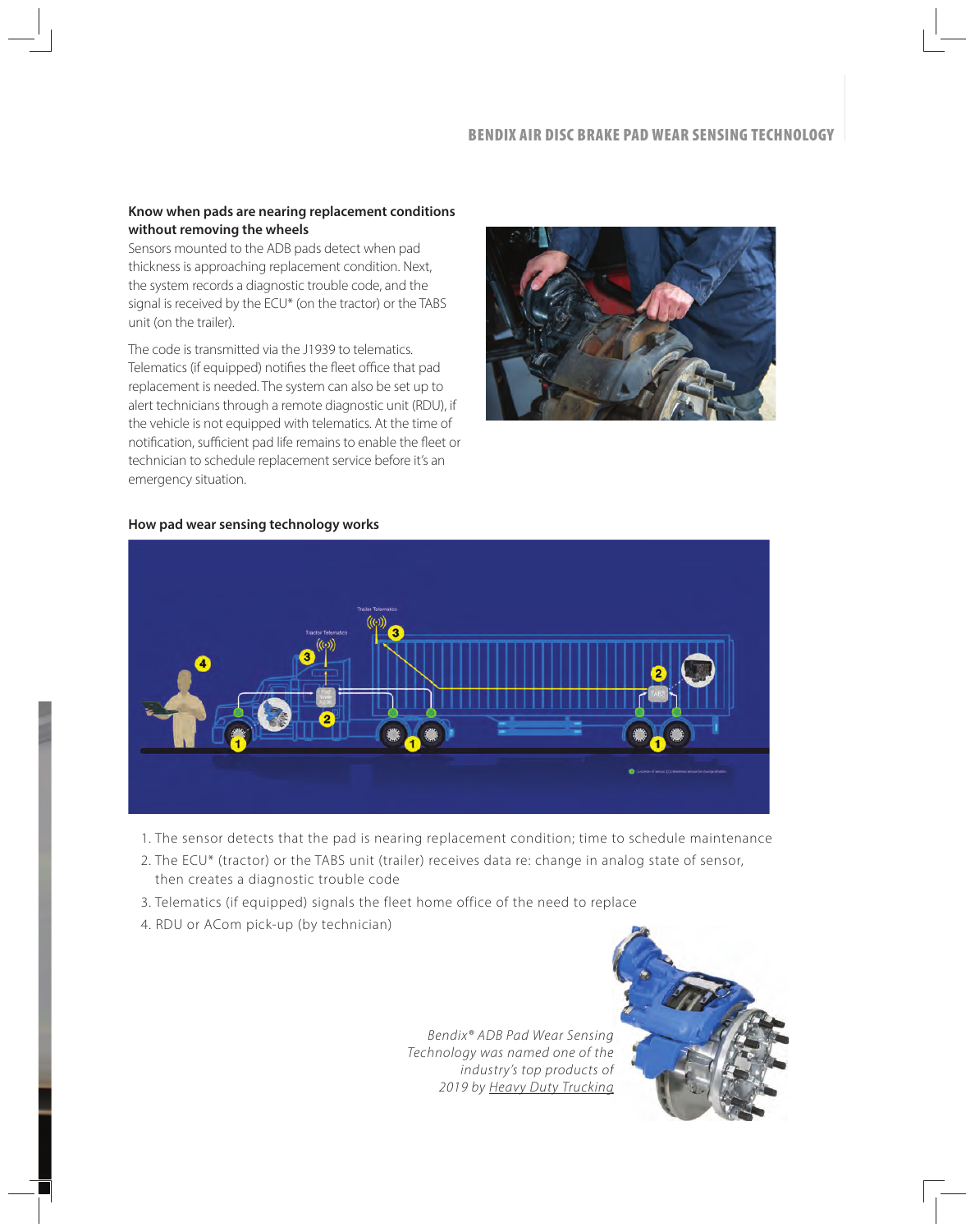### Know when pads are nearing replacement conditions without removing the wheels

Sensors mounted to the ADB pads detect when pad thickness is approaching replacement condition. Next, the system records a diagnostic trouble code, and the signal is received by the ECU* (on the tractor) or the TABS unit (on the trailer).

The code is transmitted via the J1939 to telematics. Telematics (if equipped) notifies the fleet office that pad replacement is needed. The system can also be set up to alert technicians through a remote diagnostic unit (RDU), if the vehicle is not equipped with telematics. At the time of notification, sufficient pad life remains to enable the fleet or technician to schedule replacement service before it's an emergency situation.

### How pad wear sensing technology works

1. The sensor detects that the pad is nearing replacement condition; time to schedule maintenance
2. The ECU* (tractor) or the TABS unit (trailer) receives data re: change in analog state of sensor, then creates a diagnostic trouble code
3. Telematics (if equipped) signals the fleet home office of the need to replace
4. RDU or ACom pick-up (by technician)

*Bendix® ADB Pad Wear Sensing Technology was named one of the industry's top products of 2019 by Heavy Duty Trucking*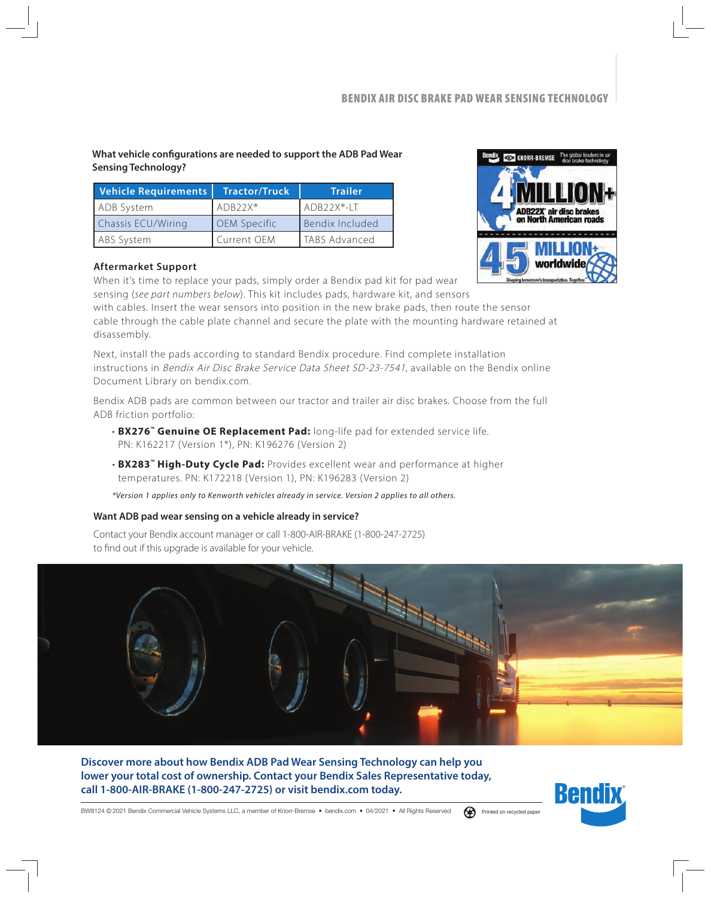### What vehicle configurations are needed to support the ADB Pad Wear Sensing Technology?

| Vehicle Requirements | Tractor/Truck | Trailer |
|---|---|---|
| ADB System | ADB22X® | ADB22X®-LT |
| Chassis ECU/Wiring | OEM Specific | Bendix Included |
| ABS System | Current OEM | TABS Advanced |

### Aftermarket Support

When it's time to replace your pads, simply order a Bendix pad kit for pad wear sensing (*see part numbers below*). This kit includes pads, hardware kit, and sensors with cables. Insert the wear sensors into position in the new brake pads, then route the sensor cable through the cable plate channel and secure the plate with the mounting hardware retained at disassembly.

Next, install the pads according to standard Bendix procedure. Find complete installation instructions in *Bendix Air Disc Brake Service Data Sheet SD-23-7541*, available on the Bendix online Document Library on bendix.com.

Bendix ADB pads are common between our tractor and trailer air disc brakes. Choose from the full ADB friction portfolio:

- **BX276™ Genuine OE Replacement Pad:** long-life pad for extended service life. PN: K162217 (Version 1*), PN: K196276 (Version 2)
- **BX283™ High-Duty Cycle Pad:** Provides excellent wear and performance at higher temperatures. PN: K172218 (Version 1), PN: K196283 (Version 2)

*\*Version 1 applies only to Kenworth vehicles already in service. Version 2 applies to all others.*

### Want ADB pad wear sensing on a vehicle already in service?

Contact your Bendix account manager or call 1-800-AIR-BRAKE (1-800-247-2725) to find out if this upgrade is available for your vehicle.

Bendix | KNORR-BREMSE | The global leaders in air disc brake technology

4 MILLION+ ADB22X® air disc brakes on North American roads

45 MILLION+ worldwide

Shaping tomorrow's transportation. Together.

**Discover more about how Bendix ADB Pad Wear Sensing Technology can help you lower your total cost of ownership. Contact your Bendix Sales Representative today, call 1-800-AIR-BRAKE (1-800-247-2725) or visit bendix.com today.**

BW8124 © 2021 Bendix Commercial Vehicle Systems LLC, a member of Knorr-Bremse • bendix.com • 04/2021 • All Rights Reserved

Printed on recycled paper

Bendix®